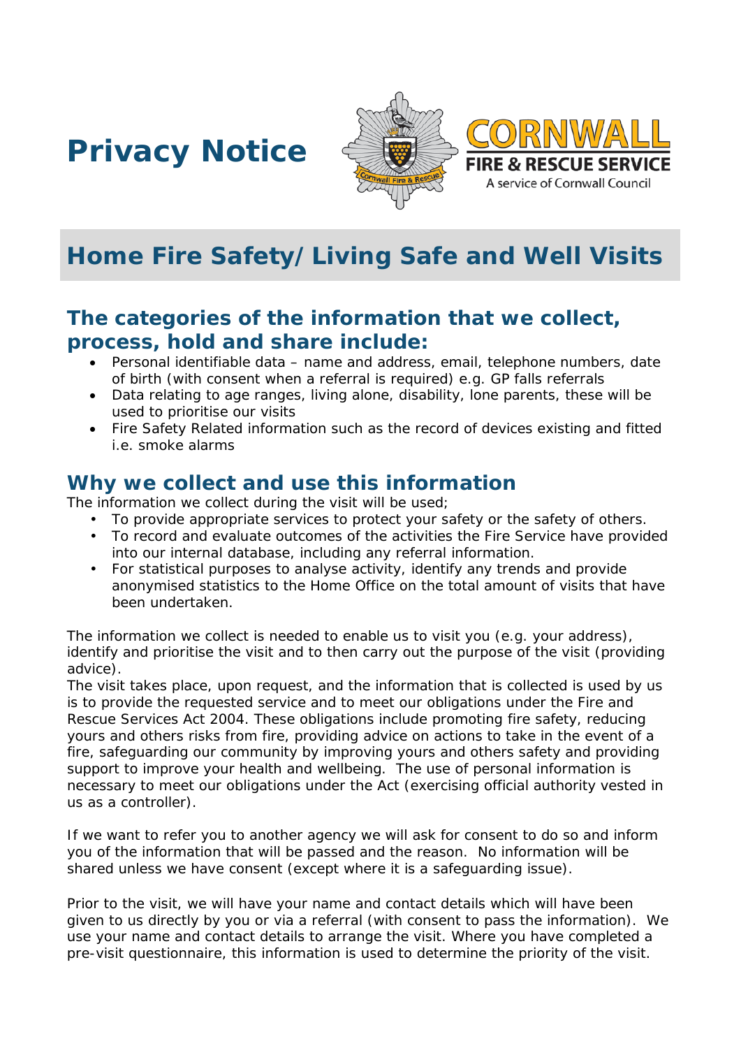# Privacy Notice

CORNWALL FIRE & RESCUE SERVICE
A service of Cornwall Council

## Home Fire Safety/ Living Safe and Well Visits

### The categories of the information that we collect, process, hold and share include:

- Personal identifiable data – name and address, email, telephone numbers, date of birth (with consent when a referral is required) e.g. GP falls referrals
- Data relating to age ranges, living alone, disability, lone parents, these will be used to prioritise our visits
- Fire Safety Related information such as the record of devices existing and fitted i.e. smoke alarms

### Why we collect and use this information

The information we collect during the visit will be used;

- To provide appropriate services to protect your safety or the safety of others.
- To record and evaluate outcomes of the activities the Fire Service have provided into our internal database, including any referral information.
- For statistical purposes to analyse activity, identify any trends and provide anonymised statistics to the Home Office on the total amount of visits that have been undertaken.

The information we collect is needed to enable us to visit you (e.g. your address), identify and prioritise the visit and to then carry out the purpose of the visit (providing advice).
The visit takes place, upon request, and the information that is collected is used by us is to provide the requested service and to meet our obligations under the Fire and Rescue Services Act 2004. These obligations include promoting fire safety, reducing yours and others risks from fire, providing advice on actions to take in the event of a fire, safeguarding our community by improving yours and others safety and providing support to improve your health and wellbeing. The use of personal information is necessary to meet our obligations under the Act (exercising official authority vested in us as a controller).

If we want to refer you to another agency we will ask for consent to do so and inform you of the information that will be passed and the reason. No information will be shared unless we have consent (except where it is a safeguarding issue).

Prior to the visit, we will have your name and contact details which will have been given to us directly by you or via a referral (with consent to pass the information). We use your name and contact details to arrange the visit. Where you have completed a pre-visit questionnaire, this information is used to determine the priority of the visit.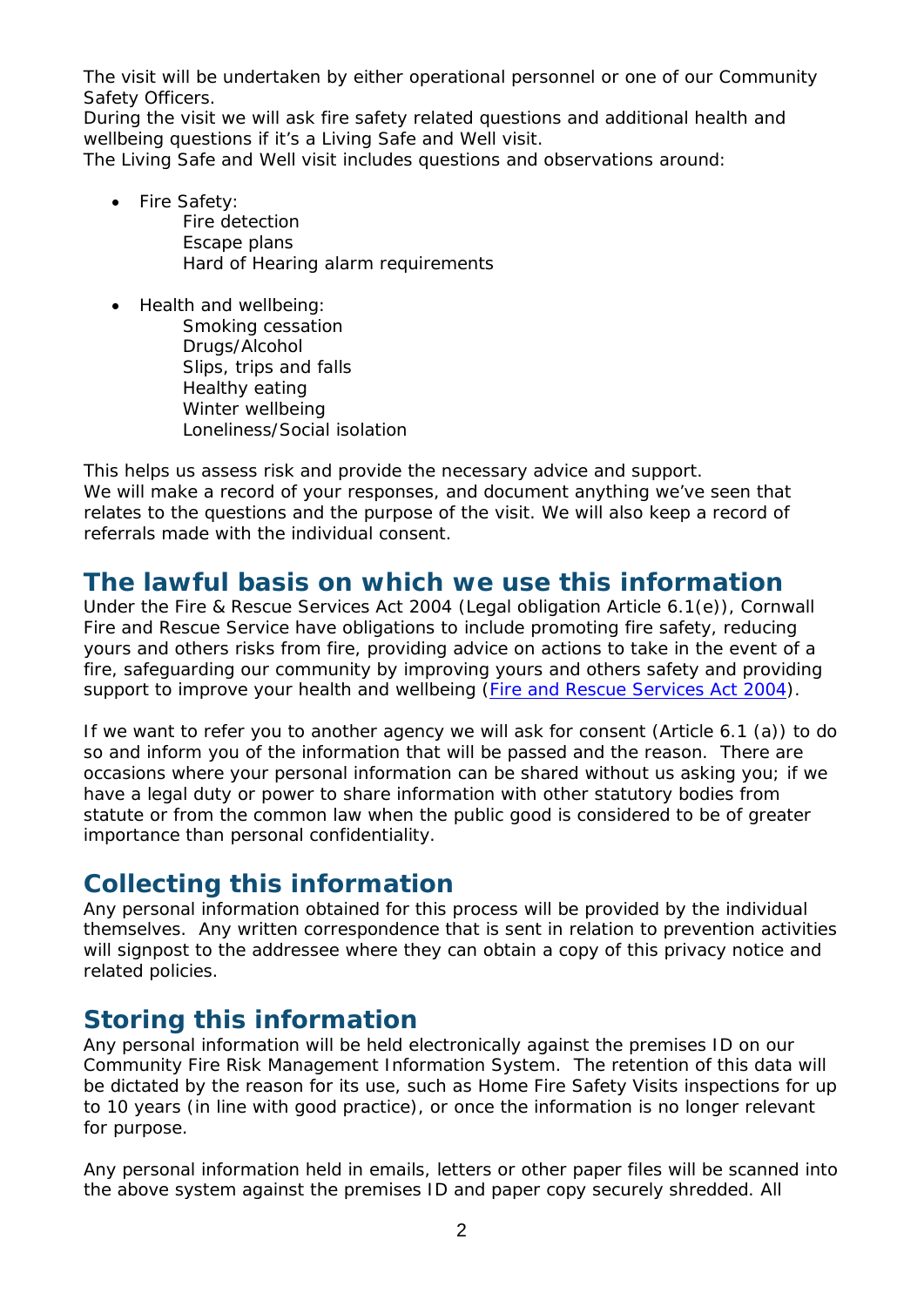The visit will be undertaken by either operational personnel or one of our Community Safety Officers.
During the visit we will ask fire safety related questions and additional health and wellbeing questions if it's a Living Safe and Well visit.
The Living Safe and Well visit includes questions and observations around:

- Fire Safety:
  - Fire detection
  - Escape plans
  - Hard of Hearing alarm requirements

- Health and wellbeing:
  - Smoking cessation
  - Drugs/Alcohol
  - Slips, trips and falls
  - Healthy eating
  - Winter wellbeing
  - Loneliness/Social isolation

This helps us assess risk and provide the necessary advice and support.
We will make a record of your responses, and document anything we've seen that relates to the questions and the purpose of the visit. We will also keep a record of referrals made with the individual consent.

## The lawful basis on which we use this information

Under the Fire & Rescue Services Act 2004 (Legal obligation Article 6.1(e)), Cornwall Fire and Rescue Service have obligations to include promoting fire safety, reducing yours and others risks from fire, providing advice on actions to take in the event of a fire, safeguarding our community by improving yours and others safety and providing support to improve your health and wellbeing (Fire and Rescue Services Act 2004).

If we want to refer you to another agency we will ask for consent (Article 6.1 (a)) to do so and inform you of the information that will be passed and the reason. There are occasions where your personal information can be shared without us asking you; if we have a legal duty or power to share information with other statutory bodies from statute or from the common law when the public good is considered to be of greater importance than personal confidentiality.

## Collecting this information

Any personal information obtained for this process will be provided by the individual themselves. Any written correspondence that is sent in relation to prevention activities will signpost to the addressee where they can obtain a copy of this privacy notice and related policies.

## Storing this information

Any personal information will be held electronically against the premises ID on our Community Fire Risk Management Information System. The retention of this data will be dictated by the reason for its use, such as Home Fire Safety Visits inspections for up to 10 years (in line with good practice), or once the information is no longer relevant for purpose.

Any personal information held in emails, letters or other paper files will be scanned into the above system against the premises ID and paper copy securely shredded. All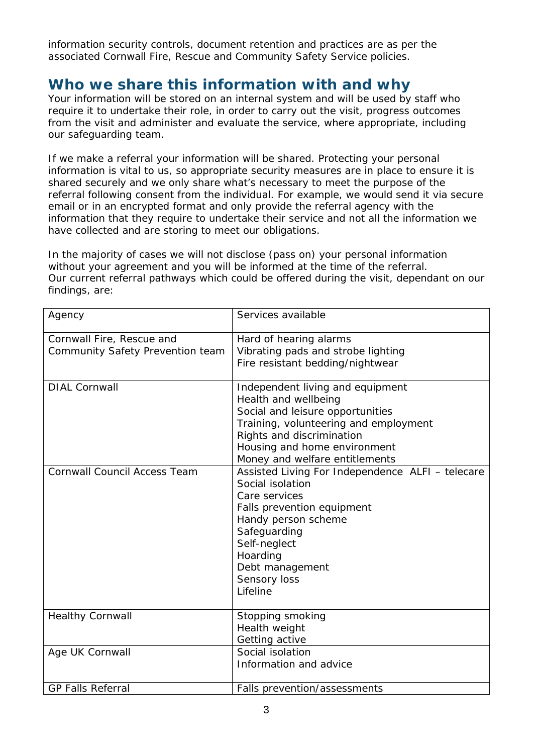information security controls, document retention and practices are as per the associated Cornwall Fire, Rescue and Community Safety Service policies.

## Who we share this information with and why

Your information will be stored on an internal system and will be used by staff who require it to undertake their role, in order to carry out the visit, progress outcomes from the visit and administer and evaluate the service, where appropriate, including our safeguarding team.

If we make a referral your information will be shared. Protecting your personal information is vital to us, so appropriate security measures are in place to ensure it is shared securely and we only share what's necessary to meet the purpose of the referral following consent from the individual. For example, we would send it via secure email or in an encrypted format and only provide the referral agency with the information that they require to undertake their service and not all the information we have collected and are storing to meet our obligations.

In the majority of cases we will not disclose (pass on) your personal information without your agreement and you will be informed at the time of the referral. Our current referral pathways which could be offered during the visit, dependant on our findings, are:

| Agency | Services available |
| --- | --- |
| Cornwall Fire, Rescue and Community Safety Prevention team | Hard of hearing alarms<br>Vibrating pads and strobe lighting<br>Fire resistant bedding/nightwear |
| DIAL Cornwall | Independent living and equipment<br>Health and wellbeing<br>Social and leisure opportunities<br>Training, volunteering and employment<br>Rights and discrimination<br>Housing and home environment<br>Money and welfare entitlements |
| Cornwall Council Access Team | Assisted Living For Independence ALFI – telecare<br>Social isolation<br>Care services<br>Falls prevention equipment<br>Handy person scheme<br>Safeguarding<br>Self-neglect<br>Hoarding<br>Debt management<br>Sensory loss<br>Lifeline |
| Healthy Cornwall | Stopping smoking<br>Health weight<br>Getting active |
| Age UK Cornwall | Social isolation<br>Information and advice |
| GP Falls Referral | Falls prevention/assessments |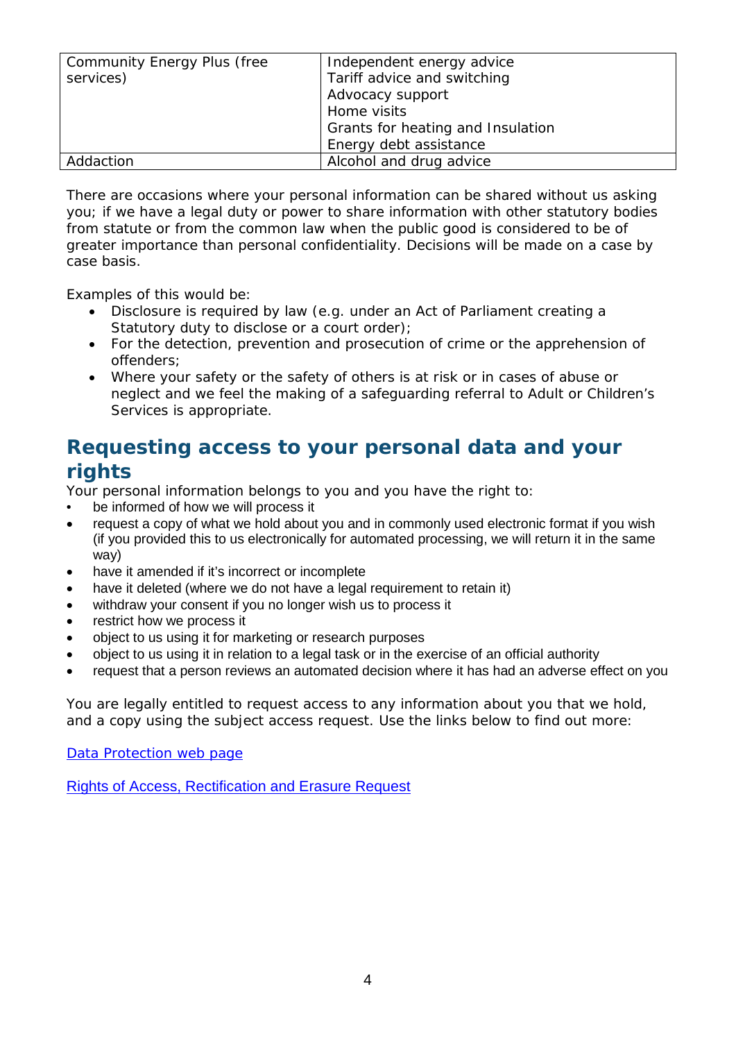| Community Energy Plus (free services) | Independent energy advice<br>Tariff advice and switching<br>Advocacy support<br>Home visits<br>Grants for heating and Insulation<br>Energy debt assistance |
|---|---|
| Addaction | Alcohol and drug advice |

There are occasions where your personal information can be shared without us asking you; if we have a legal duty or power to share information with other statutory bodies from statute or from the common law when the public good is considered to be of greater importance than personal confidentiality. Decisions will be made on a case by case basis.

Examples of this would be:

- Disclosure is required by law (e.g. under an Act of Parliament creating a Statutory duty to disclose or a court order);
- For the detection, prevention and prosecution of crime or the apprehension of offenders;
- Where your safety or the safety of others is at risk or in cases of abuse or neglect and we feel the making of a safeguarding referral to Adult or Children's Services is appropriate.

## Requesting access to your personal data and your rights

Your personal information belongs to you and you have the right to:

- be informed of how we will process it
- request a copy of what we hold about you and in commonly used electronic format if you wish (if you provided this to us electronically for automated processing, we will return it in the same way)
- have it amended if it's incorrect or incomplete
- have it deleted (where we do not have a legal requirement to retain it)
- withdraw your consent if you no longer wish us to process it
- restrict how we process it
- object to us using it for marketing or research purposes
- object to us using it in relation to a legal task or in the exercise of an official authority
- request that a person reviews an automated decision where it has had an adverse effect on you

You are legally entitled to request access to any information about you that we hold, and a copy using the subject access request. Use the links below to find out more:

Data Protection web page

Rights of Access, Rectification and Erasure Request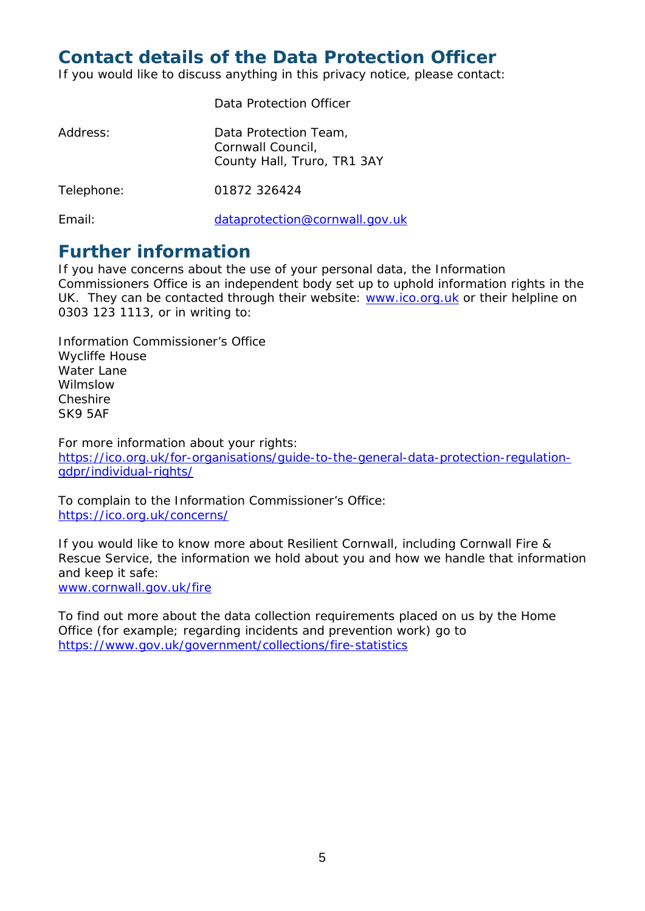## Contact details of the Data Protection Officer

If you would like to discuss anything in this privacy notice, please contact:

| | |
|---|---|
| | Data Protection Officer |
| Address: | Data Protection Team,<br>Cornwall Council,<br>County Hall, Truro, TR1 3AY |
| Telephone: | 01872 326424 |
| Email: | dataprotection@cornwall.gov.uk |

## Further information

If you have concerns about the use of your personal data, the Information Commissioners Office is an independent body set up to uphold information rights in the UK. They can be contacted through their website: www.ico.org.uk or their helpline on 0303 123 1113, or in writing to:

Information Commissioner's Office
Wycliffe House
Water Lane
Wilmslow
Cheshire
SK9 5AF

For more information about your rights:
https://ico.org.uk/for-organisations/guide-to-the-general-data-protection-regulation-gdpr/individual-rights/

To complain to the Information Commissioner's Office:
https://ico.org.uk/concerns/

If you would like to know more about Resilient Cornwall, including Cornwall Fire & Rescue Service, the information we hold about you and how we handle that information and keep it safe:
www.cornwall.gov.uk/fire

To find out more about the data collection requirements placed on us by the Home Office (for example; regarding incidents and prevention work) go to
https://www.gov.uk/government/collections/fire-statistics